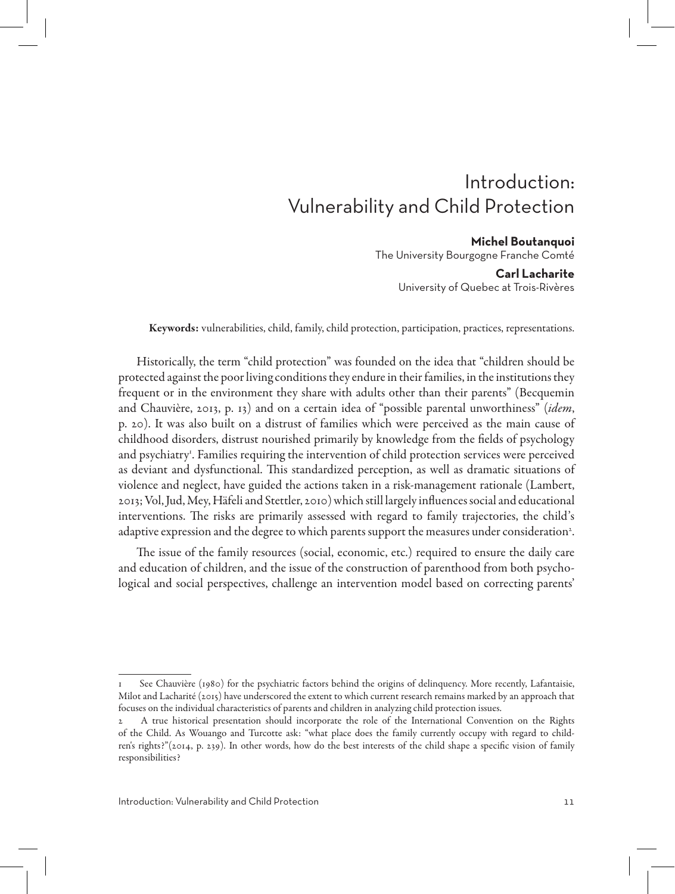# Introduction: Vulnerability and Child Protection

**Michel Boutanquoi**
The University Bourgogne Franche Comté

**Carl Lacharite**
University of Quebec at Trois-Rivères

**Keywords:** vulnerabilities, child, family, child protection, participation, practices, representations.

Historically, the term "child protection" was founded on the idea that "children should be protected against the poor living conditions they endure in their families, in the institutions they frequent or in the environment they share with adults other than their parents" (Becquemin and Chauvière, 2013, p. 13) and on a certain idea of "possible parental unworthiness" (*idem*, p. 20). It was also built on a distrust of families which were perceived as the main cause of childhood disorders, distrust nourished primarily by knowledge from the fields of psychology and psychiatry[1]. Families requiring the intervention of child protection services were perceived as deviant and dysfunctional. This standardized perception, as well as dramatic situations of violence and neglect, have guided the actions taken in a risk-management rationale (Lambert, 2013; Vol, Jud, Mey, Häfeli and Stettler, 2010) which still largely influences social and educational interventions. The risks are primarily assessed with regard to family trajectories, the child's adaptive expression and the degree to which parents support the measures under consideration[2].

The issue of the family resources (social, economic, etc.) required to ensure the daily care and education of children, and the issue of the construction of parenthood from both psychological and social perspectives, challenge an intervention model based on correcting parents'

---

1 See Chauvière (1980) for the psychiatric factors behind the origins of delinquency. More recently, Lafantaisie, Milot and Lacharité (2015) have underscored the extent to which current research remains marked by an approach that focuses on the individual characteristics of parents and children in analyzing child protection issues.

2 A true historical presentation should incorporate the role of the International Convention on the Rights of the Child. As Wouango and Turcotte ask: "what place does the family currently occupy with regard to children's rights?"(2014, p. 239). In other words, how do the best interests of the child shape a specific vision of family responsibilities?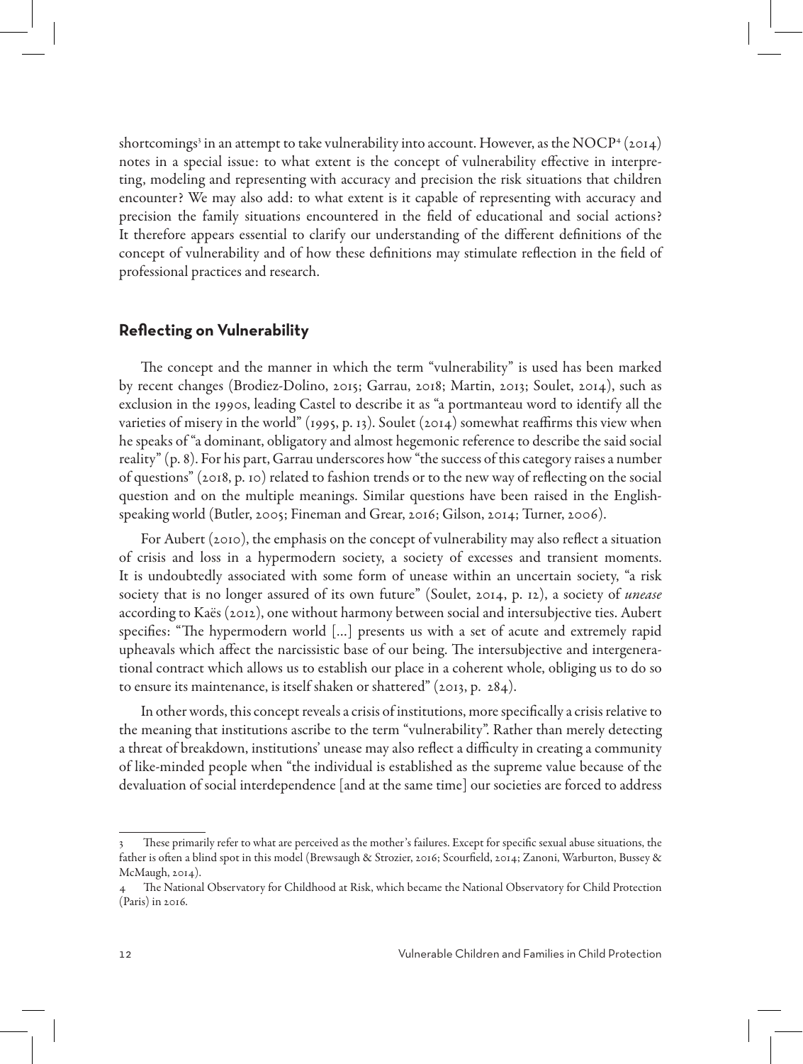shortcomings[3] in an attempt to take vulnerability into account. However, as the NOCP[4] (2014) notes in a special issue: to what extent is the concept of vulnerability effective in interpreting, modeling and representing with accuracy and precision the risk situations that children encounter? We may also add: to what extent is it capable of representing with accuracy and precision the family situations encountered in the field of educational and social actions? It therefore appears essential to clarify our understanding of the different definitions of the concept of vulnerability and of how these definitions may stimulate reflection in the field of professional practices and research.

## Reflecting on Vulnerability

The concept and the manner in which the term "vulnerability" is used has been marked by recent changes (Brodiez-Dolino, 2015; Garrau, 2018; Martin, 2013; Soulet, 2014), such as exclusion in the 1990s, leading Castel to describe it as "a portmanteau word to identify all the varieties of misery in the world" (1995, p. 13). Soulet (2014) somewhat reaffirms this view when he speaks of "a dominant, obligatory and almost hegemonic reference to describe the said social reality" (p. 8). For his part, Garrau underscores how "the success of this category raises a number of questions" (2018, p. 10) related to fashion trends or to the new way of reflecting on the social question and on the multiple meanings. Similar questions have been raised in the English-speaking world (Butler, 2005; Fineman and Grear, 2016; Gilson, 2014; Turner, 2006).

For Aubert (2010), the emphasis on the concept of vulnerability may also reflect a situation of crisis and loss in a hypermodern society, a society of excesses and transient moments. It is undoubtedly associated with some form of unease within an uncertain society, "a risk society that is no longer assured of its own future" (Soulet, 2014, p. 12), a society of *unease* according to Kaës (2012), one without harmony between social and intersubjective ties. Aubert specifies: "The hypermodern world [...] presents us with a set of acute and extremely rapid upheavals which affect the narcissistic base of our being. The intersubjective and intergenerational contract which allows us to establish our place in a coherent whole, obliging us to do so to ensure its maintenance, is itself shaken or shattered" (2013, p. 284).

In other words, this concept reveals a crisis of institutions, more specifically a crisis relative to the meaning that institutions ascribe to the term "vulnerability". Rather than merely detecting a threat of breakdown, institutions' unease may also reflect a difficulty in creating a community of like-minded people when "the individual is established as the supreme value because of the devaluation of social interdependence [and at the same time] our societies are forced to address

---

3 These primarily refer to what are perceived as the mother's failures. Except for specific sexual abuse situations, the father is often a blind spot in this model (Brewsaugh & Strozier, 2016; Scourfield, 2014; Zanoni, Warburton, Bussey & McMaugh, 2014).

4 The National Observatory for Childhood at Risk, which became the National Observatory for Child Protection (Paris) in 2016.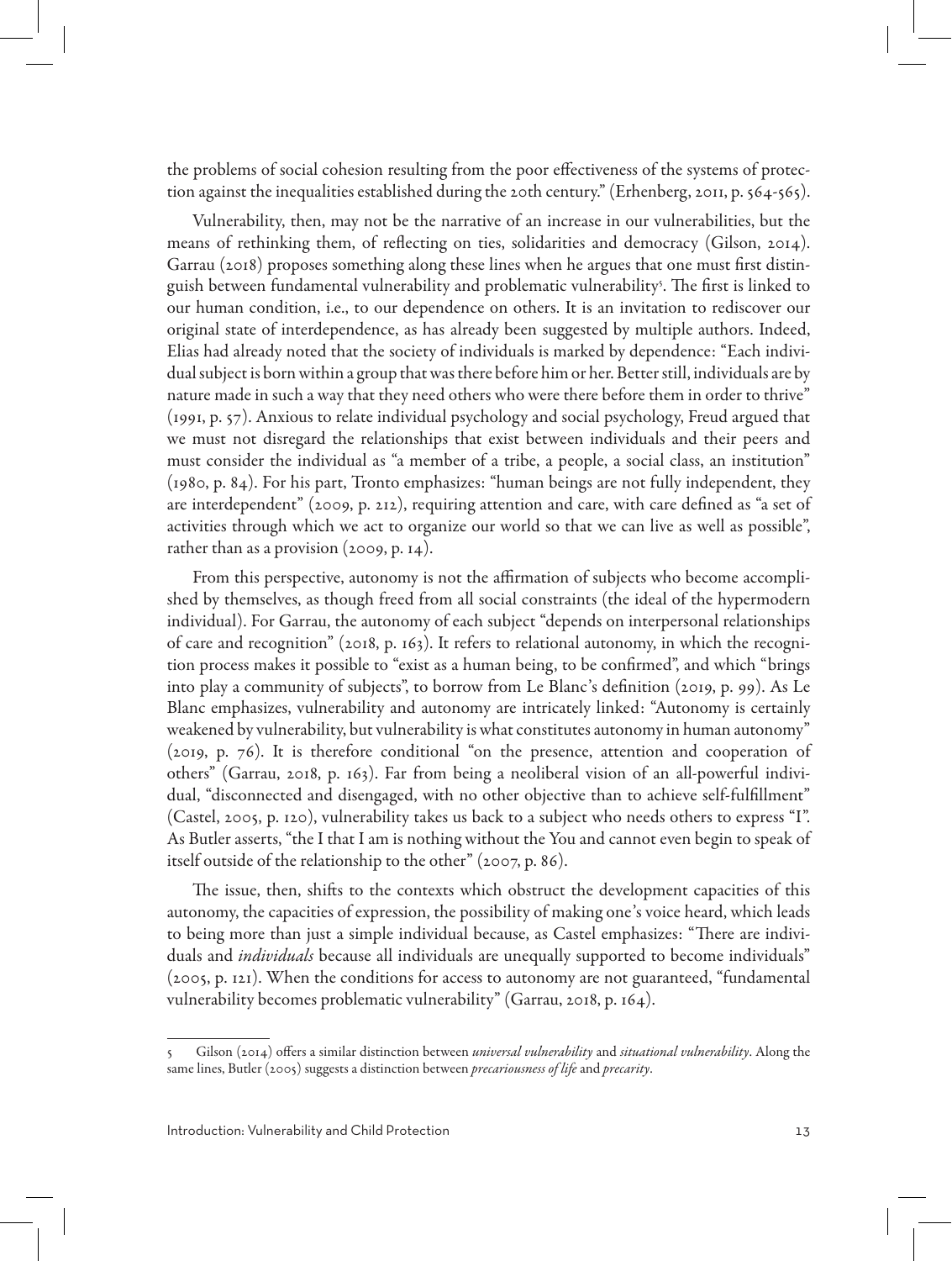the problems of social cohesion resulting from the poor effectiveness of the systems of protection against the inequalities established during the 20th century." (Erhenberg, 2011, p. 564-565).

Vulnerability, then, may not be the narrative of an increase in our vulnerabilities, but the means of rethinking them, of reflecting on ties, solidarities and democracy (Gilson, 2014). Garrau (2018) proposes something along these lines when he argues that one must first distinguish between fundamental vulnerability and problematic vulnerability[5]. The first is linked to our human condition, i.e., to our dependence on others. It is an invitation to rediscover our original state of interdependence, as has already been suggested by multiple authors. Indeed, Elias had already noted that the society of individuals is marked by dependence: "Each individual subject is born within a group that was there before him or her. Better still, individuals are by nature made in such a way that they need others who were there before them in order to thrive" (1991, p. 57). Anxious to relate individual psychology and social psychology, Freud argued that we must not disregard the relationships that exist between individuals and their peers and must consider the individual as "a member of a tribe, a people, a social class, an institution" (1980, p. 84). For his part, Tronto emphasizes: "human beings are not fully independent, they are interdependent" (2009, p. 212), requiring attention and care, with care defined as "a set of activities through which we act to organize our world so that we can live as well as possible", rather than as a provision (2009, p. 14).

From this perspective, autonomy is not the affirmation of subjects who become accomplished by themselves, as though freed from all social constraints (the ideal of the hypermodern individual). For Garrau, the autonomy of each subject "depends on interpersonal relationships of care and recognition" (2018, p. 163). It refers to relational autonomy, in which the recognition process makes it possible to "exist as a human being, to be confirmed", and which "brings into play a community of subjects", to borrow from Le Blanc's definition (2019, p. 99). As Le Blanc emphasizes, vulnerability and autonomy are intricately linked: "Autonomy is certainly weakened by vulnerability, but vulnerability is what constitutes autonomy in human autonomy" (2019, p. 76). It is therefore conditional "on the presence, attention and cooperation of others" (Garrau, 2018, p. 163). Far from being a neoliberal vision of an all-powerful individual, "disconnected and disengaged, with no other objective than to achieve self-fulfillment" (Castel, 2005, p. 120), vulnerability takes us back to a subject who needs others to express "I". As Butler asserts, "the I that I am is nothing without the You and cannot even begin to speak of itself outside of the relationship to the other" (2007, p. 86).

The issue, then, shifts to the contexts which obstruct the development capacities of this autonomy, the capacities of expression, the possibility of making one's voice heard, which leads to being more than just a simple individual because, as Castel emphasizes: "There are individuals and *individuals* because all individuals are unequally supported to become individuals" (2005, p. 121). When the conditions for access to autonomy are not guaranteed, "fundamental vulnerability becomes problematic vulnerability" (Garrau, 2018, p. 164).

---

5 Gilson (2014) offers a similar distinction between *universal vulnerability* and *situational vulnerability*. Along the same lines, Butler (2005) suggests a distinction between *precariousness of life* and *precarity*.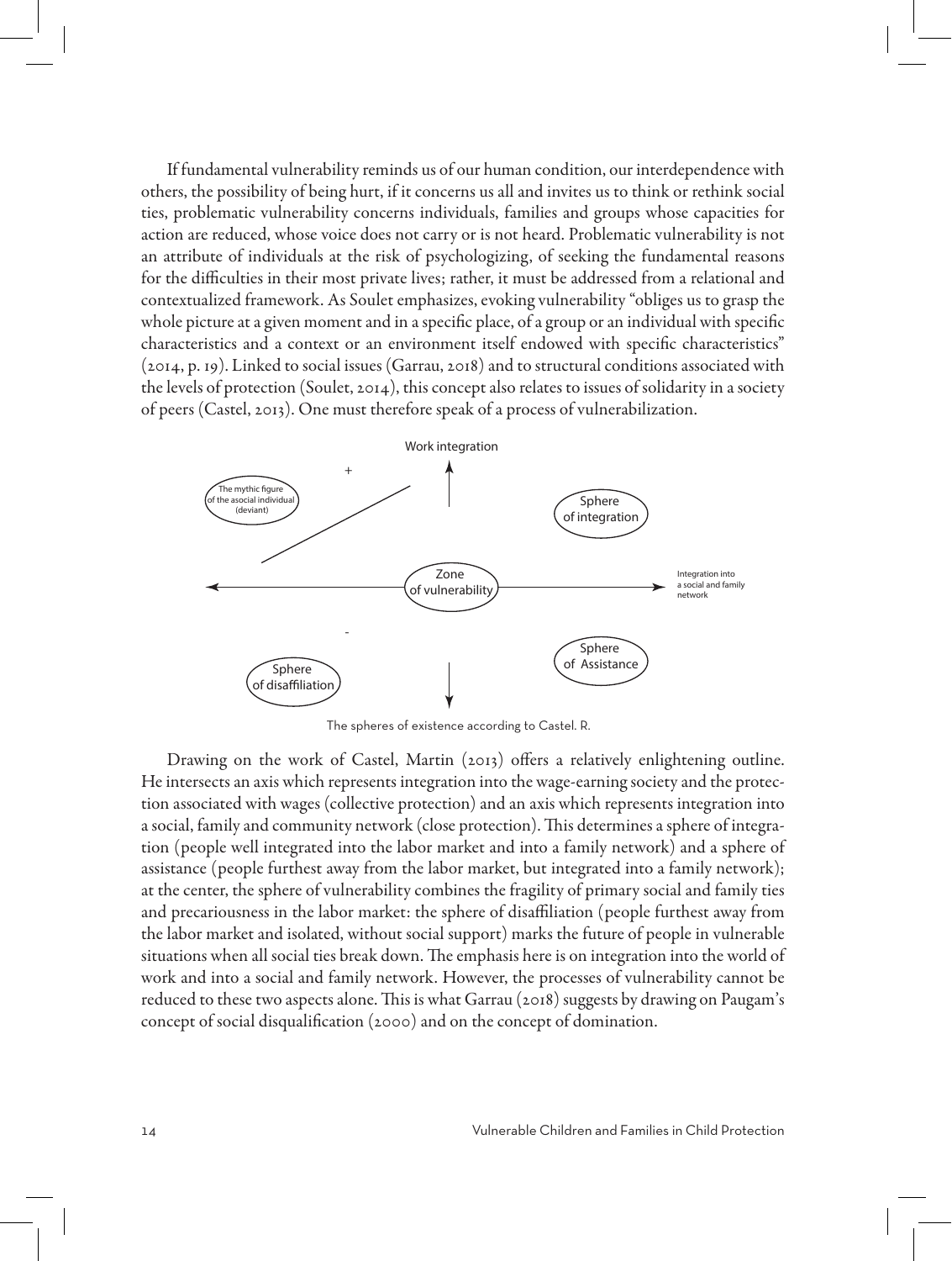If fundamental vulnerability reminds us of our human condition, our interdependence with others, the possibility of being hurt, if it concerns us all and invites us to think or rethink social ties, problematic vulnerability concerns individuals, families and groups whose capacities for action are reduced, whose voice does not carry or is not heard. Problematic vulnerability is not an attribute of individuals at the risk of psychologizing, of seeking the fundamental reasons for the difficulties in their most private lives; rather, it must be addressed from a relational and contextualized framework. As Soulet emphasizes, evoking vulnerability "obliges us to grasp the whole picture at a given moment and in a specific place, of a group or an individual with specific characteristics and a context or an environment itself endowed with specific characteristics" (2014, p. 19). Linked to social issues (Garrau, 2018) and to structural conditions associated with the levels of protection (Soulet, 2014), this concept also relates to issues of solidarity in a society of peers (Castel, 2013). One must therefore speak of a process of vulnerabilization.

Work integration

+

The mythic figure of the asocial individual (deviant)

Sphere of integration

Zone of vulnerability

Integration into a social and family network

-

Sphere of Assistance

Sphere of disaffiliation

The spheres of existence according to Castel. R.

Drawing on the work of Castel, Martin (2013) offers a relatively enlightening outline. He intersects an axis which represents integration into the wage-earning society and the protection associated with wages (collective protection) and an axis which represents integration into a social, family and community network (close protection). This determines a sphere of integration (people well integrated into the labor market and into a family network) and a sphere of assistance (people furthest away from the labor market, but integrated into a family network); at the center, the sphere of vulnerability combines the fragility of primary social and family ties and precariousness in the labor market: the sphere of disaffiliation (people furthest away from the labor market and isolated, without social support) marks the future of people in vulnerable situations when all social ties break down. The emphasis here is on integration into the world of work and into a social and family network. However, the processes of vulnerability cannot be reduced to these two aspects alone. This is what Garrau (2018) suggests by drawing on Paugam's concept of social disqualification (2000) and on the concept of domination.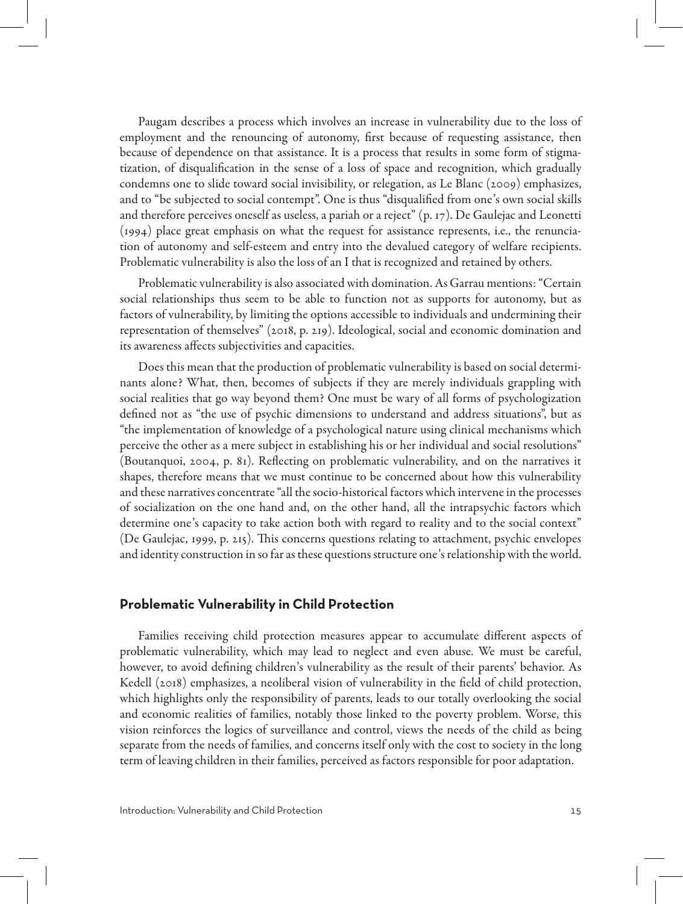Paugam describes a process which involves an increase in vulnerability due to the loss of employment and the renouncing of autonomy, first because of requesting assistance, then because of dependence on that assistance. It is a process that results in some form of stigmatization, of disqualification in the sense of a loss of space and recognition, which gradually condemns one to slide toward social invisibility, or relegation, as Le Blanc (2009) emphasizes, and to "be subjected to social contempt". One is thus "disqualified from one's own social skills and therefore perceives oneself as useless, a pariah or a reject" (p. 17). De Gaulejac and Leonetti (1994) place great emphasis on what the request for assistance represents, i.e., the renunciation of autonomy and self-esteem and entry into the devalued category of welfare recipients. Problematic vulnerability is also the loss of an I that is recognized and retained by others.

Problematic vulnerability is also associated with domination. As Garrau mentions: "Certain social relationships thus seem to be able to function not as supports for autonomy, but as factors of vulnerability, by limiting the options accessible to individuals and undermining their representation of themselves" (2018, p. 219). Ideological, social and economic domination and its awareness affects subjectivities and capacities.

Does this mean that the production of problematic vulnerability is based on social determinants alone? What, then, becomes of subjects if they are merely individuals grappling with social realities that go way beyond them? One must be wary of all forms of psychologization defined not as "the use of psychic dimensions to understand and address situations", but as "the implementation of knowledge of a psychological nature using clinical mechanisms which perceive the other as a mere subject in establishing his or her individual and social resolutions" (Boutanquoi, 2004, p. 81). Reflecting on problematic vulnerability, and on the narratives it shapes, therefore means that we must continue to be concerned about how this vulnerability and these narratives concentrate "all the socio-historical factors which intervene in the processes of socialization on the one hand and, on the other hand, all the intrapsychic factors which determine one's capacity to take action both with regard to reality and to the social context" (De Gaulejac, 1999, p. 215). This concerns questions relating to attachment, psychic envelopes and identity construction in so far as these questions structure one's relationship with the world.

## Problematic Vulnerability in Child Protection

Families receiving child protection measures appear to accumulate different aspects of problematic vulnerability, which may lead to neglect and even abuse. We must be careful, however, to avoid defining children's vulnerability as the result of their parents' behavior. As Kedell (2018) emphasizes, a neoliberal vision of vulnerability in the field of child protection, which highlights only the responsibility of parents, leads to our totally overlooking the social and economic realities of families, notably those linked to the poverty problem. Worse, this vision reinforces the logics of surveillance and control, views the needs of the child as being separate from the needs of families, and concerns itself only with the cost to society in the long term of leaving children in their families, perceived as factors responsible for poor adaptation.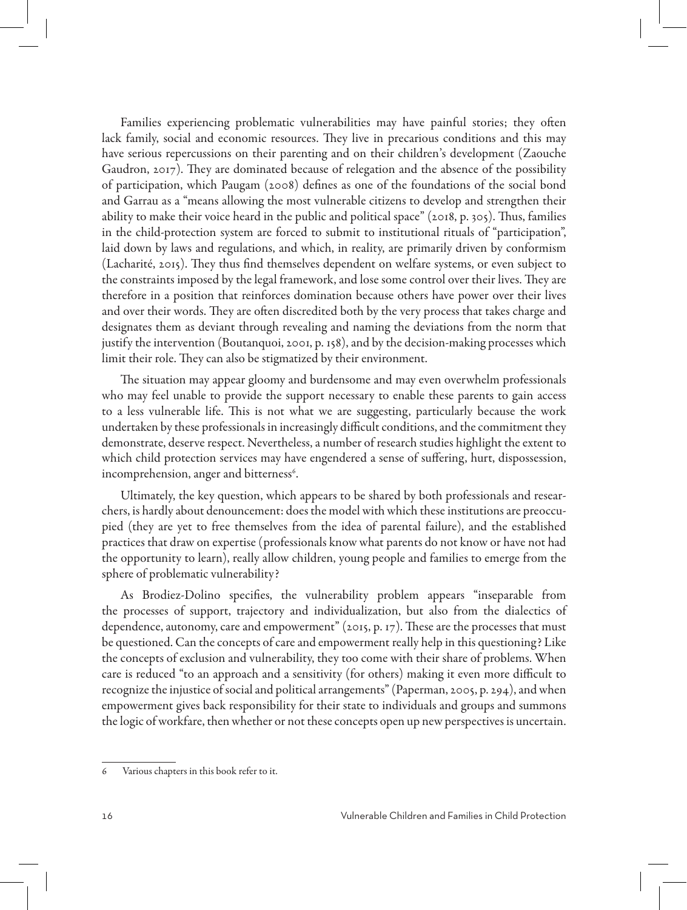Families experiencing problematic vulnerabilities may have painful stories; they often lack family, social and economic resources. They live in precarious conditions and this may have serious repercussions on their parenting and on their children's development (Zaouche Gaudron, 2017). They are dominated because of relegation and the absence of the possibility of participation, which Paugam (2008) defines as one of the foundations of the social bond and Garrau as a "means allowing the most vulnerable citizens to develop and strengthen their ability to make their voice heard in the public and political space" (2018, p. 305). Thus, families in the child-protection system are forced to submit to institutional rituals of "participation", laid down by laws and regulations, and which, in reality, are primarily driven by conformism (Lacharité, 2015). They thus find themselves dependent on welfare systems, or even subject to the constraints imposed by the legal framework, and lose some control over their lives. They are therefore in a position that reinforces domination because others have power over their lives and over their words. They are often discredited both by the very process that takes charge and designates them as deviant through revealing and naming the deviations from the norm that justify the intervention (Boutanquoi, 2001, p. 158), and by the decision-making processes which limit their role. They can also be stigmatized by their environment.

The situation may appear gloomy and burdensome and may even overwhelm professionals who may feel unable to provide the support necessary to enable these parents to gain access to a less vulnerable life. This is not what we are suggesting, particularly because the work undertaken by these professionals in increasingly difficult conditions, and the commitment they demonstrate, deserve respect. Nevertheless, a number of research studies highlight the extent to which child protection services may have engendered a sense of suffering, hurt, dispossession, incomprehension, anger and bitterness[6].

Ultimately, the key question, which appears to be shared by both professionals and researchers, is hardly about denouncement: does the model with which these institutions are preoccupied (they are yet to free themselves from the idea of parental failure), and the established practices that draw on expertise (professionals know what parents do not know or have not had the opportunity to learn), really allow children, young people and families to emerge from the sphere of problematic vulnerability?

As Brodiez-Dolino specifies, the vulnerability problem appears "inseparable from the processes of support, trajectory and individualization, but also from the dialectics of dependence, autonomy, care and empowerment" (2015, p. 17). These are the processes that must be questioned. Can the concepts of care and empowerment really help in this questioning? Like the concepts of exclusion and vulnerability, they too come with their share of problems. When care is reduced "to an approach and a sensitivity (for others) making it even more difficult to recognize the injustice of social and political arrangements" (Paperman, 2005, p. 294), and when empowerment gives back responsibility for their state to individuals and groups and summons the logic of workfare, then whether or not these concepts open up new perspectives is uncertain.

---

6 Various chapters in this book refer to it.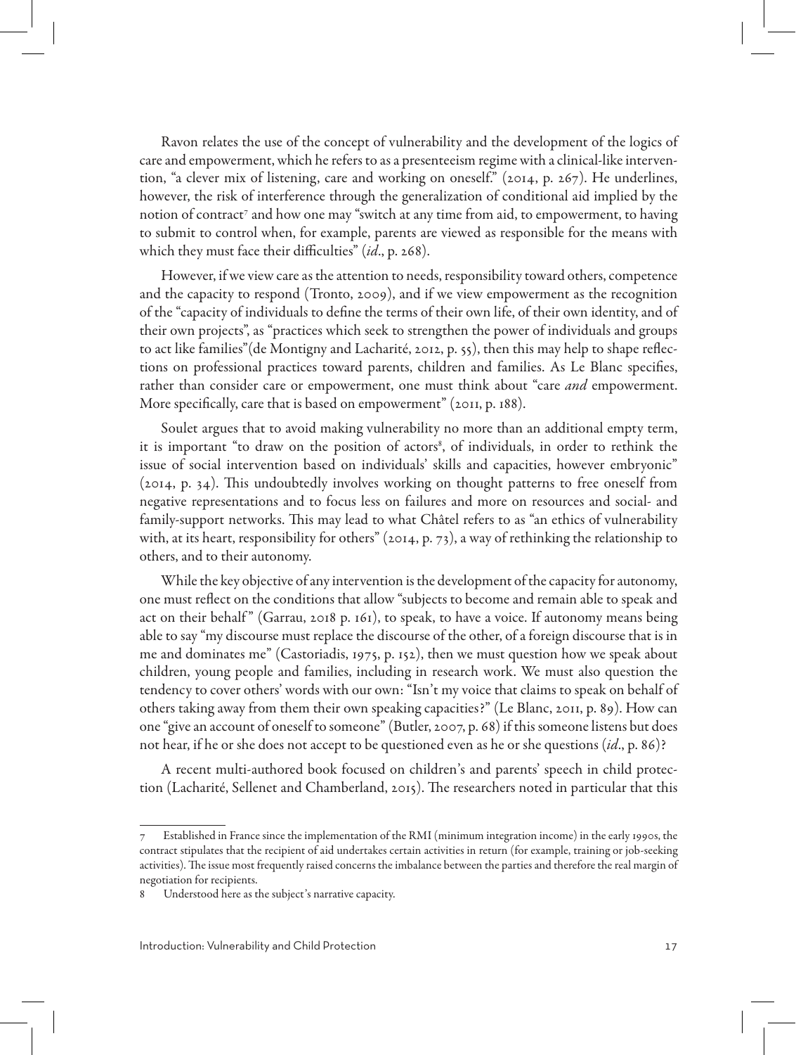Ravon relates the use of the concept of vulnerability and the development of the logics of care and empowerment, which he refers to as a presenteeism regime with a clinical-like intervention, "a clever mix of listening, care and working on oneself." (2014, p. 267). He underlines, however, the risk of interference through the generalization of conditional aid implied by the notion of contract[7] and how one may "switch at any time from aid, to empowerment, to having to submit to control when, for example, parents are viewed as responsible for the means with which they must face their difficulties" (*id*., p. 268).

However, if we view care as the attention to needs, responsibility toward others, competence and the capacity to respond (Tronto, 2009), and if we view empowerment as the recognition of the "capacity of individuals to define the terms of their own life, of their own identity, and of their own projects", as "practices which seek to strengthen the power of individuals and groups to act like families"(de Montigny and Lacharité, 2012, p. 55), then this may help to shape reflections on professional practices toward parents, children and families. As Le Blanc specifies, rather than consider care or empowerment, one must think about "care *and* empowerment. More specifically, care that is based on empowerment" (2011, p. 188).

Soulet argues that to avoid making vulnerability no more than an additional empty term, it is important "to draw on the position of actors[8], of individuals, in order to rethink the issue of social intervention based on individuals' skills and capacities, however embryonic" (2014, p. 34). This undoubtedly involves working on thought patterns to free oneself from negative representations and to focus less on failures and more on resources and social- and family-support networks. This may lead to what Châtel refers to as "an ethics of vulnerability with, at its heart, responsibility for others" (2014, p. 73), a way of rethinking the relationship to others, and to their autonomy.

While the key objective of any intervention is the development of the capacity for autonomy, one must reflect on the conditions that allow "subjects to become and remain able to speak and act on their behalf" (Garrau, 2018 p. 161), to speak, to have a voice. If autonomy means being able to say "my discourse must replace the discourse of the other, of a foreign discourse that is in me and dominates me" (Castoriadis, 1975, p. 152), then we must question how we speak about children, young people and families, including in research work. We must also question the tendency to cover others' words with our own: "Isn't my voice that claims to speak on behalf of others taking away from them their own speaking capacities?" (Le Blanc, 2011, p. 89). How can one "give an account of oneself to someone" (Butler, 2007, p. 68) if this someone listens but does not hear, if he or she does not accept to be questioned even as he or she questions (*id*., p. 86)?

A recent multi-authored book focused on children's and parents' speech in child protection (Lacharité, Sellenet and Chamberland, 2015). The researchers noted in particular that this

---

7 Established in France since the implementation of the RMI (minimum integration income) in the early 1990s, the contract stipulates that the recipient of aid undertakes certain activities in return (for example, training or job-seeking activities). The issue most frequently raised concerns the imbalance between the parties and therefore the real margin of negotiation for recipients.

8 Understood here as the subject's narrative capacity.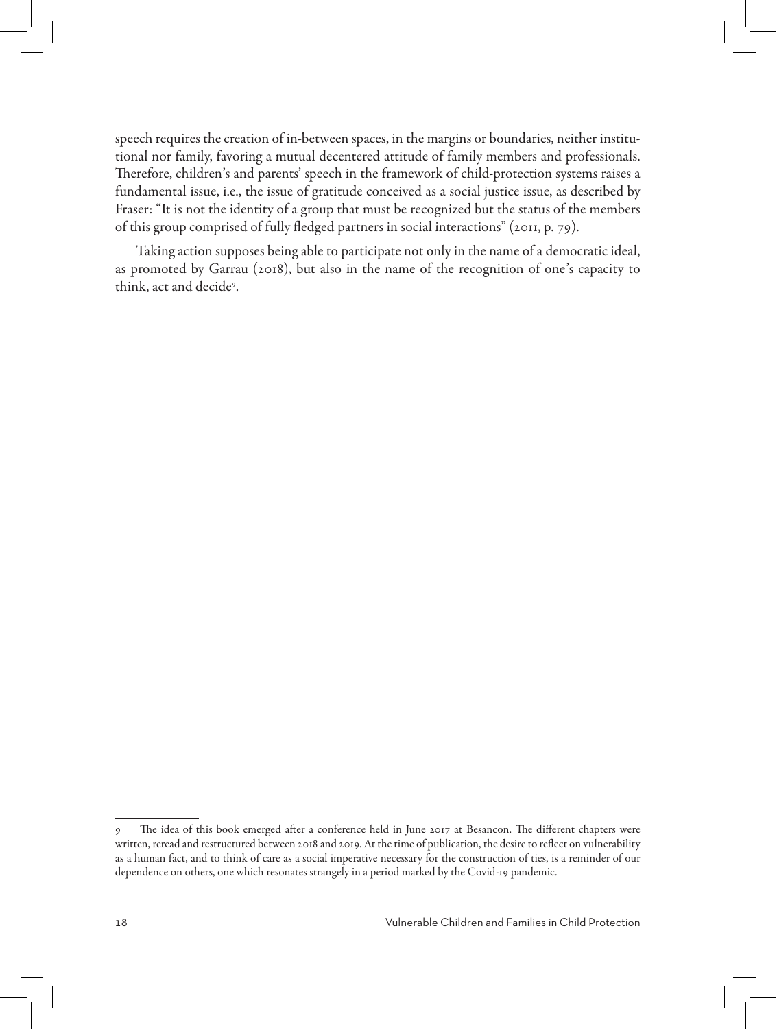speech requires the creation of in-between spaces, in the margins or boundaries, neither institutional nor family, favoring a mutual decentered attitude of family members and professionals. Therefore, children's and parents' speech in the framework of child-protection systems raises a fundamental issue, i.e., the issue of gratitude conceived as a social justice issue, as described by Fraser: "It is not the identity of a group that must be recognized but the status of the members of this group comprised of fully fledged partners in social interactions" (2011, p. 79).

Taking action supposes being able to participate not only in the name of a democratic ideal, as promoted by Garrau (2018), but also in the name of the recognition of one's capacity to think, act and decide[9].

---

9 The idea of this book emerged after a conference held in June 2017 at Besancon. The different chapters were written, reread and restructured between 2018 and 2019. At the time of publication, the desire to reflect on vulnerability as a human fact, and to think of care as a social imperative necessary for the construction of ties, is a reminder of our dependence on others, one which resonates strangely in a period marked by the Covid-19 pandemic.